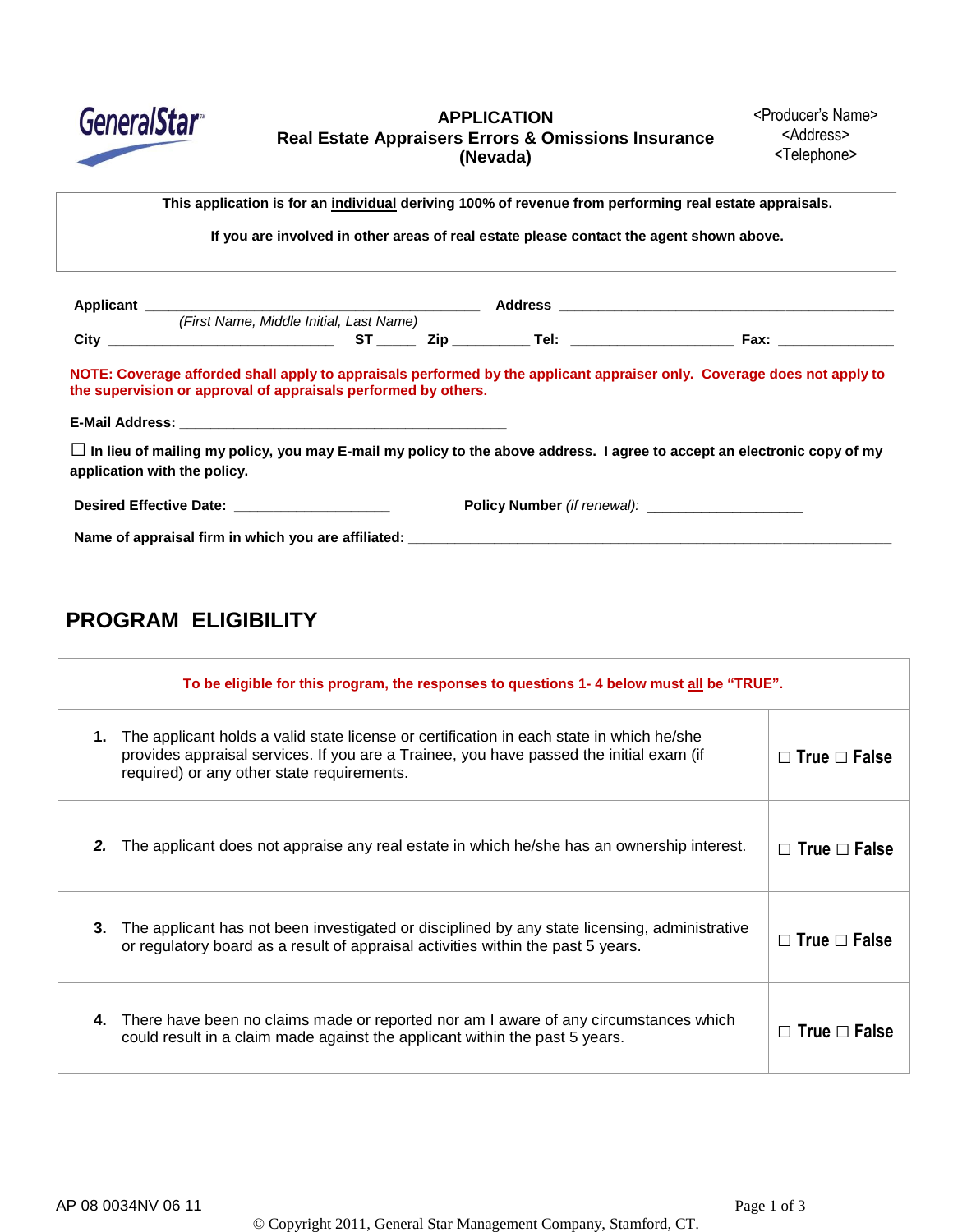GeneralStar

# APPLICATION
## Real Estate Appraisers Errors & Omissions Insurance
## (Nevada)

<Producer's Name>
<Address>
<Telephone>

**This application is for an individual deriving 100% of revenue from performing real estate appraisals.**

**If you are involved in other areas of real estate please contact the agent shown above.**

**Applicant** ________________________________________ **Address** ________________________________________
*(First Name, Middle Initial, Last Name)*

**City** ____________________________ **ST** _____ **Zip** _________ **Tel:** ____________________ **Fax:** ______________

**NOTE: Coverage afforded shall apply to appraisals performed by the applicant appraiser only. Coverage does not apply to the supervision or approval of appraisals performed by others.**

**E-Mail Address:** ________________________________________

☐ **In lieu of mailing my policy, you may E-mail my policy to the above address. I agree to accept an electronic copy of my application with the policy.**

**Desired Effective Date:** ___________________ **Policy Number** *(if renewal)*: ___________________

**Name of appraisal firm in which you are affiliated:** ____________________________________________________________

## PROGRAM ELIGIBILITY

**To be eligible for this program, the responses to questions 1- 4 below must all be "TRUE".**

| | |
|---|---|
| **1.** The applicant holds a valid state license or certification in each state in which he/she provides appraisal services. If you are a Trainee, you have passed the initial exam (if required) or any other state requirements. | ☐ True ☐ False |
| **2.** The applicant does not appraise any real estate in which he/she has an ownership interest. | ☐ True ☐ False |
| **3.** The applicant has not been investigated or disciplined by any state licensing, administrative or regulatory board as a result of appraisal activities within the past 5 years. | ☐ True ☐ False |
| **4.** There have been no claims made or reported nor am I aware of any circumstances which could result in a claim made against the applicant within the past 5 years. | ☐ True ☐ False |

AP 08 0034NV 06 11

© Copyright 2011, General Star Management Company, Stamford, CT.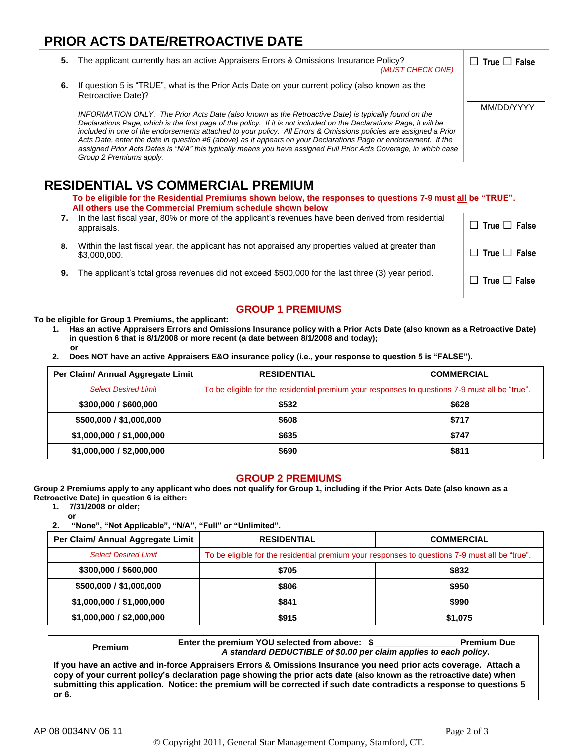## PRIOR ACTS DATE/RETROACTIVE DATE

| | |
|---|---|
| **5.** The applicant currently has an active Appraisers Errors & Omissions Insurance Policy? *(MUST CHECK ONE)* | ☐ True ☐ False |
| **6.** If question 5 is "TRUE", what is the Prior Acts Date on your current policy (also known as the Retroactive Date)?<br><br>*INFORMATION ONLY. The Prior Acts Date (also known as the Retroactive Date) is typically found on the Declarations Page, which is the first page of the policy. If it is not included on the Declarations Page, it will be included in one of the endorsements attached to your policy. All Errors & Omissions policies are assigned a Prior Acts Date, enter the date in question #6 (above) as it appears on your Declarations Page or endorsement. If the assigned Prior Acts Dates is "N/A" this typically means you have assigned Full Prior Acts Coverage, in which case Group 2 Premiums apply.* | ____________<br>MM/DD/YYYY |

## RESIDENTIAL VS COMMERCIAL PREMIUM

**To be eligible for the Residential Premiums shown below, the responses to questions 7-9 must all be "TRUE". All others use the Commercial Premium schedule shown below**

| | |
|---|---|
| **7.** In the last fiscal year, 80% or more of the applicant's revenues have been derived from residential appraisals. | ☐ True ☐ False |
| **8.** Within the last fiscal year, the applicant has not appraised any properties valued at greater than $3,000,000. | ☐ True ☐ False |
| **9.** The applicant's total gross revenues did not exceed $500,000 for the last three (3) year period. | ☐ True ☐ False |

### GROUP 1 PREMIUMS

**To be eligible for Group 1 Premiums, the applicant:**

1. **Has an active Appraisers Errors and Omissions Insurance policy with a Prior Acts Date (also known as a Retroactive Date) in question 6 that is 8/1/2008 or more recent (a date between 8/1/2008 and today);**
   **or**
2. **Does NOT have an active Appraisers E&O insurance policy (i.e., your response to question 5 is "FALSE").**

| Per Claim/ Annual Aggregate Limit | RESIDENTIAL | COMMERCIAL |
|---|---|---|
| *Select Desired Limit* | To be eligible for the residential premium your responses to questions 7-9 must all be "true". | |
| **$300,000 / $600,000** | **$532** | **$628** |
| **$500,000 / $1,000,000** | **$608** | **$717** |
| **$1,000,000 / $1,000,000** | **$635** | **$747** |
| **$1,000,000 / $2,000,000** | **$690** | **$811** |

### GROUP 2 PREMIUMS

**Group 2 Premiums apply to any applicant who does not qualify for Group 1, including if the Prior Acts Date (also known as a Retroactive Date) in question 6 is either:**

1. **7/31/2008 or older;**
   **or**
2. **"None", "Not Applicable", "N/A", "Full" or "Unlimited".**

| Per Claim/ Annual Aggregate Limit | RESIDENTIAL | COMMERCIAL |
|---|---|---|
| *Select Desired Limit* | To be eligible for the residential premium your responses to questions 7-9 must all be "true". | |
| **$300,000 / $600,000** | **$705** | **$832** |
| **$500,000 / $1,000,000** | **$806** | **$950** |
| **$1,000,000 / $1,000,000** | **$841** | **$990** |
| **$1,000,000 / $2,000,000** | **$915** | **$1,075** |

| **Premium** | **Enter the premium YOU selected from above: $ ________________ Premium Due**<br>***A standard DEDUCTIBLE of $0.00 per claim applies to each policy*.** |
|---|---|
| **If you have an active and in-force Appraisers Errors & Omissions Insurance you need prior acts coverage. Attach a copy of your current policy's declaration page showing the prior acts date (also known as the retroactive date) when submitting this application. Notice: the premium will be corrected if such date contradicts a response to questions 5 or 6.** | |

AP 08 0034NV 06 11

© Copyright 2011, General Star Management Company, Stamford, CT.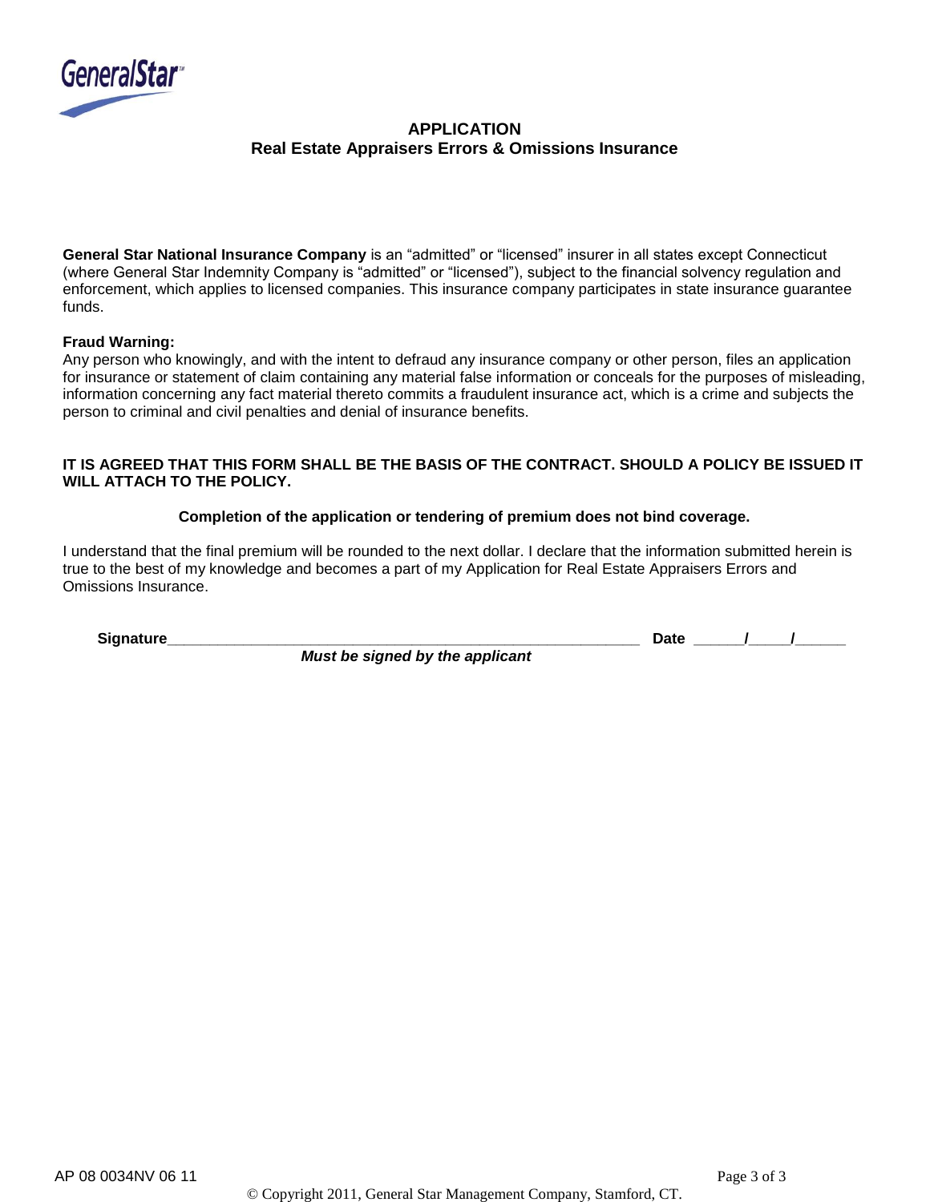## APPLICATION
### Real Estate Appraisers Errors & Omissions Insurance

**General Star National Insurance Company** is an "admitted" or "licensed" insurer in all states except Connecticut (where General Star Indemnity Company is "admitted" or "licensed"), subject to the financial solvency regulation and enforcement, which applies to licensed companies. This insurance company participates in state insurance guarantee funds.

**Fraud Warning:**
Any person who knowingly, and with the intent to defraud any insurance company or other person, files an application for insurance or statement of claim containing any material false information or conceals for the purposes of misleading, information concerning any fact material thereto commits a fraudulent insurance act, which is a crime and subjects the person to criminal and civil penalties and denial of insurance benefits.

**IT IS AGREED THAT THIS FORM SHALL BE THE BASIS OF THE CONTRACT. SHOULD A POLICY BE ISSUED IT WILL ATTACH TO THE POLICY.**

**Completion of the application or tendering of premium does not bind coverage.**

I understand that the final premium will be rounded to the next dollar. I declare that the information submitted herein is true to the best of my knowledge and becomes a part of my Application for Real Estate Appraisers Errors and Omissions Insurance.

**Signature**___________________________________________________________ **Date** ______/_____/______

***Must be signed by the applicant***

AP 08 0034NV 06 11

© Copyright 2011, General Star Management Company, Stamford, CT.